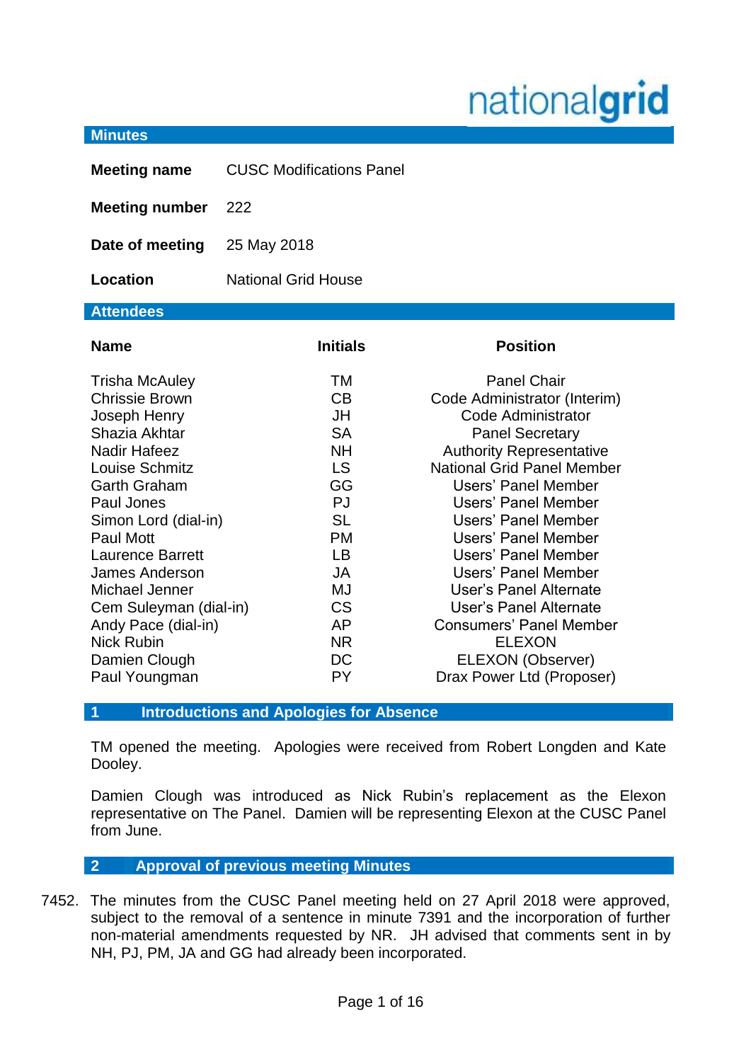nationalgrid

## Minutes

| | |
|---|---|
| **Meeting name** | CUSC Modifications Panel |
| **Meeting number** | 222 |
| **Date of meeting** | 25 May 2018 |
| **Location** | National Grid House |

## Attendees

| Name | Initials | Position |
|---|---|---|
| Trisha McAuley | TM | Panel Chair |
| Chrissie Brown | CB | Code Administrator (Interim) |
| Joseph Henry | JH | Code Administrator |
| Shazia Akhtar | SA | Panel Secretary |
| Nadir Hafeez | NH | Authority Representative |
| Louise Schmitz | LS | National Grid Panel Member |
| Garth Graham | GG | Users' Panel Member |
| Paul Jones | PJ | Users' Panel Member |
| Simon Lord (dial-in) | SL | Users' Panel Member |
| Paul Mott | PM | Users' Panel Member |
| Laurence Barrett | LB | Users' Panel Member |
| James Anderson | JA | Users' Panel Member |
| Michael Jenner | MJ | User's Panel Alternate |
| Cem Suleyman (dial-in) | CS | User's Panel Alternate |
| Andy Pace (dial-in) | AP | Consumers' Panel Member |
| Nick Rubin | NR | ELEXON |
| Damien Clough | DC | ELEXON (Observer) |
| Paul Youngman | PY | Drax Power Ltd (Proposer) |

## 1 Introductions and Apologies for Absence

TM opened the meeting. Apologies were received from Robert Longden and Kate Dooley.

Damien Clough was introduced as Nick Rubin's replacement as the Elexon representative on The Panel. Damien will be representing Elexon at the CUSC Panel from June.

## 2 Approval of previous meeting Minutes

7452. The minutes from the CUSC Panel meeting held on 27 April 2018 were approved, subject to the removal of a sentence in minute 7391 and the incorporation of further non-material amendments requested by NR. JH advised that comments sent in by NH, PJ, PM, JA and GG had already been incorporated.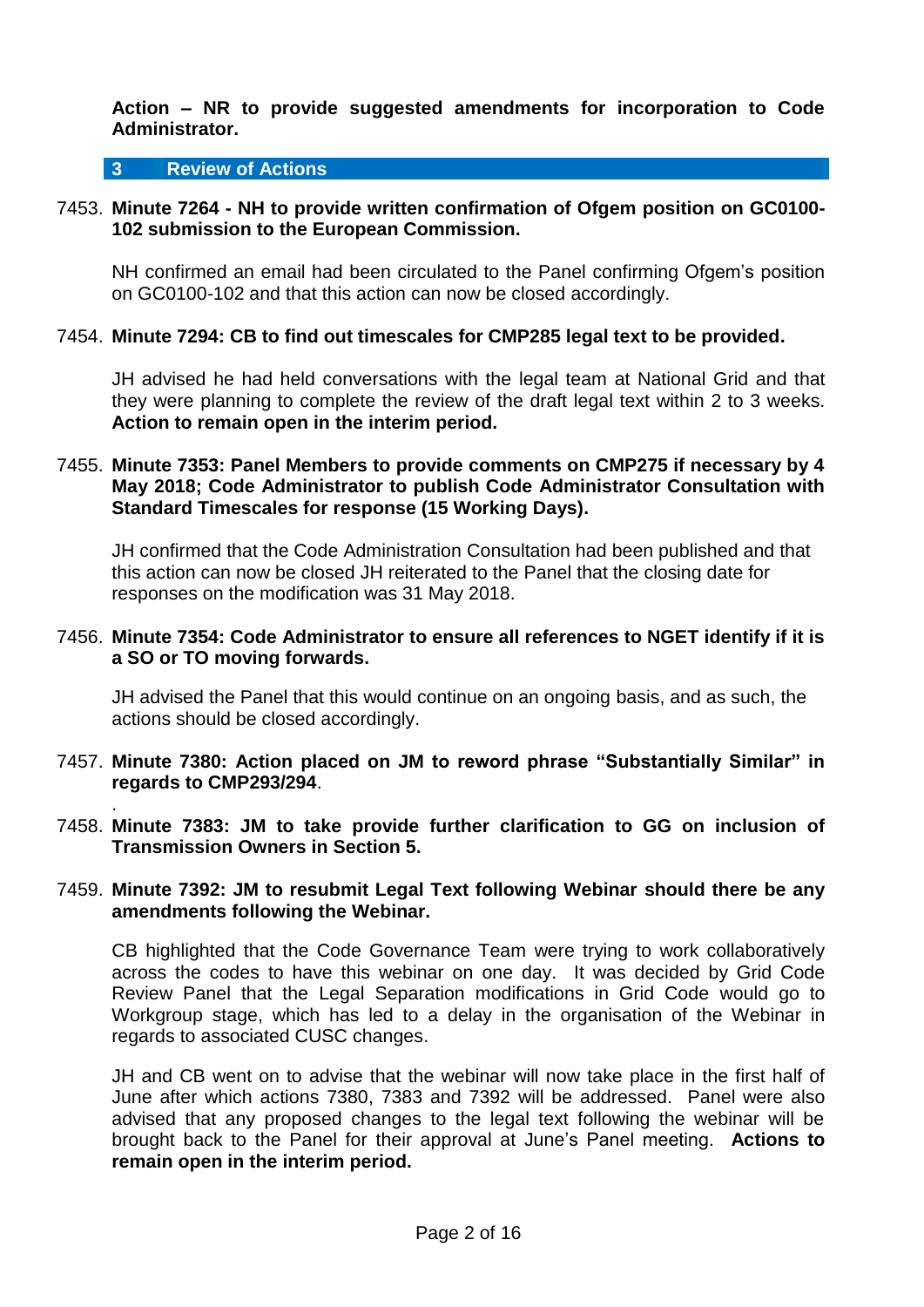**Action – NR to provide suggested amendments for incorporation to Code Administrator.**

## 3 Review of Actions

7453. **Minute 7264 - NH to provide written confirmation of Ofgem position on GC0100-102 submission to the European Commission.**

NH confirmed an email had been circulated to the Panel confirming Ofgem's position on GC0100-102 and that this action can now be closed accordingly.

7454. **Minute 7294: CB to find out timescales for CMP285 legal text to be provided.**

JH advised he had held conversations with the legal team at National Grid and that they were planning to complete the review of the draft legal text within 2 to 3 weeks. **Action to remain open in the interim period.**

7455. **Minute 7353: Panel Members to provide comments on CMP275 if necessary by 4 May 2018; Code Administrator to publish Code Administrator Consultation with Standard Timescales for response (15 Working Days).**

JH confirmed that the Code Administration Consultation had been published and that this action can now be closed JH reiterated to the Panel that the closing date for responses on the modification was 31 May 2018.

7456. **Minute 7354: Code Administrator to ensure all references to NGET identify if it is a SO or TO moving forwards.**

JH advised the Panel that this would continue on an ongoing basis, and as such, the actions should be closed accordingly.

7457. **Minute 7380: Action placed on JM to reword phrase "Substantially Similar" in regards to CMP293/294**.

.

7458. **Minute 7383: JM to take provide further clarification to GG on inclusion of Transmission Owners in Section 5.**

7459. **Minute 7392: JM to resubmit Legal Text following Webinar should there be any amendments following the Webinar.**

CB highlighted that the Code Governance Team were trying to work collaboratively across the codes to have this webinar on one day. It was decided by Grid Code Review Panel that the Legal Separation modifications in Grid Code would go to Workgroup stage, which has led to a delay in the organisation of the Webinar in regards to associated CUSC changes.

JH and CB went on to advise that the webinar will now take place in the first half of June after which actions 7380, 7383 and 7392 will be addressed. Panel were also advised that any proposed changes to the legal text following the webinar will be brought back to the Panel for their approval at June's Panel meeting. **Actions to remain open in the interim period.**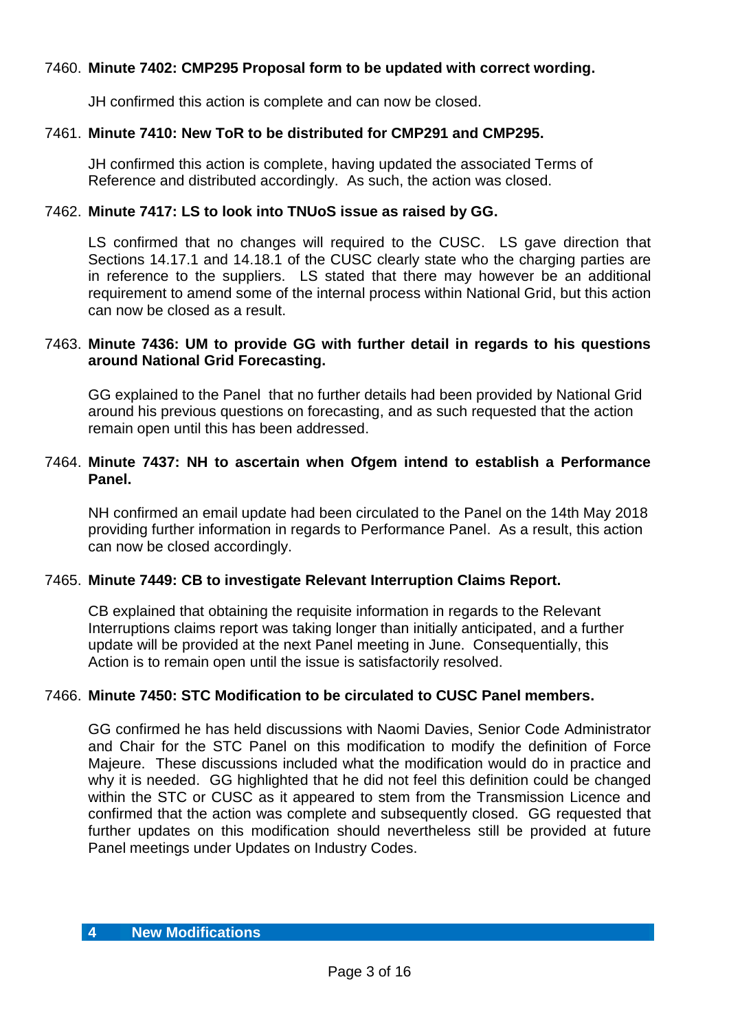7460. **Minute 7402: CMP295 Proposal form to be updated with correct wording.**

JH confirmed this action is complete and can now be closed.

7461. **Minute 7410: New ToR to be distributed for CMP291 and CMP295.**

JH confirmed this action is complete, having updated the associated Terms of Reference and distributed accordingly. As such, the action was closed.

7462. **Minute 7417: LS to look into TNUoS issue as raised by GG.**

LS confirmed that no changes will required to the CUSC. LS gave direction that Sections 14.17.1 and 14.18.1 of the CUSC clearly state who the charging parties are in reference to the suppliers. LS stated that there may however be an additional requirement to amend some of the internal process within National Grid, but this action can now be closed as a result.

7463. **Minute 7436: UM to provide GG with further detail in regards to his questions around National Grid Forecasting.**

GG explained to the Panel that no further details had been provided by National Grid around his previous questions on forecasting, and as such requested that the action remain open until this has been addressed.

7464. **Minute 7437: NH to ascertain when Ofgem intend to establish a Performance Panel.**

NH confirmed an email update had been circulated to the Panel on the 14th May 2018 providing further information in regards to Performance Panel. As a result, this action can now be closed accordingly.

7465. **Minute 7449: CB to investigate Relevant Interruption Claims Report.**

CB explained that obtaining the requisite information in regards to the Relevant Interruptions claims report was taking longer than initially anticipated, and a further update will be provided at the next Panel meeting in June. Consequentially, this Action is to remain open until the issue is satisfactorily resolved.

7466. **Minute 7450: STC Modification to be circulated to CUSC Panel members.**

GG confirmed he has held discussions with Naomi Davies, Senior Code Administrator and Chair for the STC Panel on this modification to modify the definition of Force Majeure. These discussions included what the modification would do in practice and why it is needed. GG highlighted that he did not feel this definition could be changed within the STC or CUSC as it appeared to stem from the Transmission Licence and confirmed that the action was complete and subsequently closed. GG requested that further updates on this modification should nevertheless still be provided at future Panel meetings under Updates on Industry Codes.

## 4 New Modifications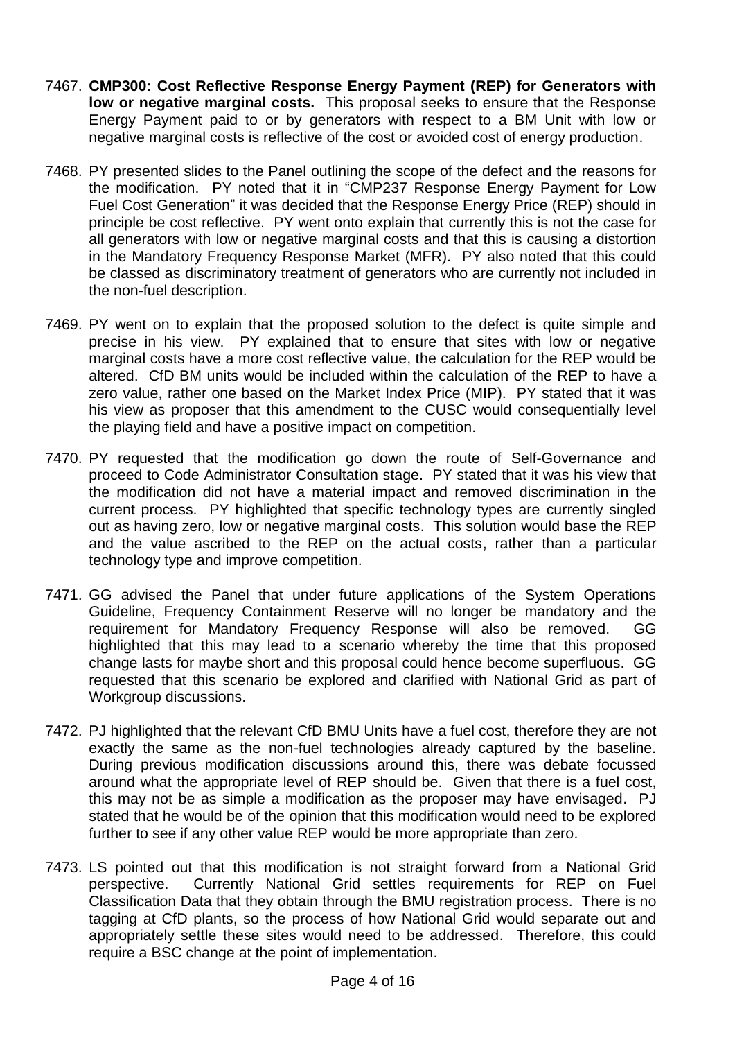7467. **CMP300: Cost Reflective Response Energy Payment (REP) for Generators with low or negative marginal costs.** This proposal seeks to ensure that the Response Energy Payment paid to or by generators with respect to a BM Unit with low or negative marginal costs is reflective of the cost or avoided cost of energy production.

7468. PY presented slides to the Panel outlining the scope of the defect and the reasons for the modification. PY noted that it in "CMP237 Response Energy Payment for Low Fuel Cost Generation" it was decided that the Response Energy Price (REP) should in principle be cost reflective. PY went onto explain that currently this is not the case for all generators with low or negative marginal costs and that this is causing a distortion in the Mandatory Frequency Response Market (MFR). PY also noted that this could be classed as discriminatory treatment of generators who are currently not included in the non-fuel description.

7469. PY went on to explain that the proposed solution to the defect is quite simple and precise in his view. PY explained that to ensure that sites with low or negative marginal costs have a more cost reflective value, the calculation for the REP would be altered. CfD BM units would be included within the calculation of the REP to have a zero value, rather one based on the Market Index Price (MIP). PY stated that it was his view as proposer that this amendment to the CUSC would consequentially level the playing field and have a positive impact on competition.

7470. PY requested that the modification go down the route of Self-Governance and proceed to Code Administrator Consultation stage. PY stated that it was his view that the modification did not have a material impact and removed discrimination in the current process. PY highlighted that specific technology types are currently singled out as having zero, low or negative marginal costs. This solution would base the REP and the value ascribed to the REP on the actual costs, rather than a particular technology type and improve competition.

7471. GG advised the Panel that under future applications of the System Operations Guideline, Frequency Containment Reserve will no longer be mandatory and the requirement for Mandatory Frequency Response will also be removed. GG highlighted that this may lead to a scenario whereby the time that this proposed change lasts for maybe short and this proposal could hence become superfluous. GG requested that this scenario be explored and clarified with National Grid as part of Workgroup discussions.

7472. PJ highlighted that the relevant CfD BMU Units have a fuel cost, therefore they are not exactly the same as the non-fuel technologies already captured by the baseline. During previous modification discussions around this, there was debate focussed around what the appropriate level of REP should be. Given that there is a fuel cost, this may not be as simple a modification as the proposer may have envisaged. PJ stated that he would be of the opinion that this modification would need to be explored further to see if any other value REP would be more appropriate than zero.

7473. LS pointed out that this modification is not straight forward from a National Grid perspective. Currently National Grid settles requirements for REP on Fuel Classification Data that they obtain through the BMU registration process. There is no tagging at CfD plants, so the process of how National Grid would separate out and appropriately settle these sites would need to be addressed. Therefore, this could require a BSC change at the point of implementation.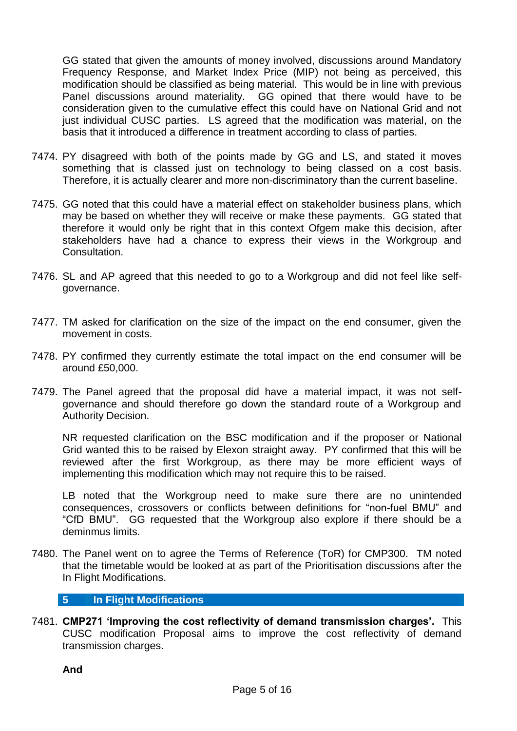GG stated that given the amounts of money involved, discussions around Mandatory Frequency Response, and Market Index Price (MIP) not being as perceived, this modification should be classified as being material. This would be in line with previous Panel discussions around materiality. GG opined that there would have to be consideration given to the cumulative effect this could have on National Grid and not just individual CUSC parties. LS agreed that the modification was material, on the basis that it introduced a difference in treatment according to class of parties.

7474. PY disagreed with both of the points made by GG and LS, and stated it moves something that is classed just on technology to being classed on a cost basis. Therefore, it is actually clearer and more non-discriminatory than the current baseline.

7475. GG noted that this could have a material effect on stakeholder business plans, which may be based on whether they will receive or make these payments. GG stated that therefore it would only be right that in this context Ofgem make this decision, after stakeholders have had a chance to express their views in the Workgroup and Consultation.

7476. SL and AP agreed that this needed to go to a Workgroup and did not feel like self-governance.

7477. TM asked for clarification on the size of the impact on the end consumer, given the movement in costs.

7478. PY confirmed they currently estimate the total impact on the end consumer will be around £50,000.

7479. The Panel agreed that the proposal did have a material impact, it was not self-governance and should therefore go down the standard route of a Workgroup and Authority Decision.

NR requested clarification on the BSC modification and if the proposer or National Grid wanted this to be raised by Elexon straight away. PY confirmed that this will be reviewed after the first Workgroup, as there may be more efficient ways of implementing this modification which may not require this to be raised.

LB noted that the Workgroup need to make sure there are no unintended consequences, crossovers or conflicts between definitions for "non-fuel BMU" and "CfD BMU". GG requested that the Workgroup also explore if there should be a deminmus limits.

7480. The Panel went on to agree the Terms of Reference (ToR) for CMP300. TM noted that the timetable would be looked at as part of the Prioritisation discussions after the In Flight Modifications.

## 5 In Flight Modifications

7481. **CMP271 'Improving the cost reflectivity of demand transmission charges'.** This CUSC modification Proposal aims to improve the cost reflectivity of demand transmission charges.

**And**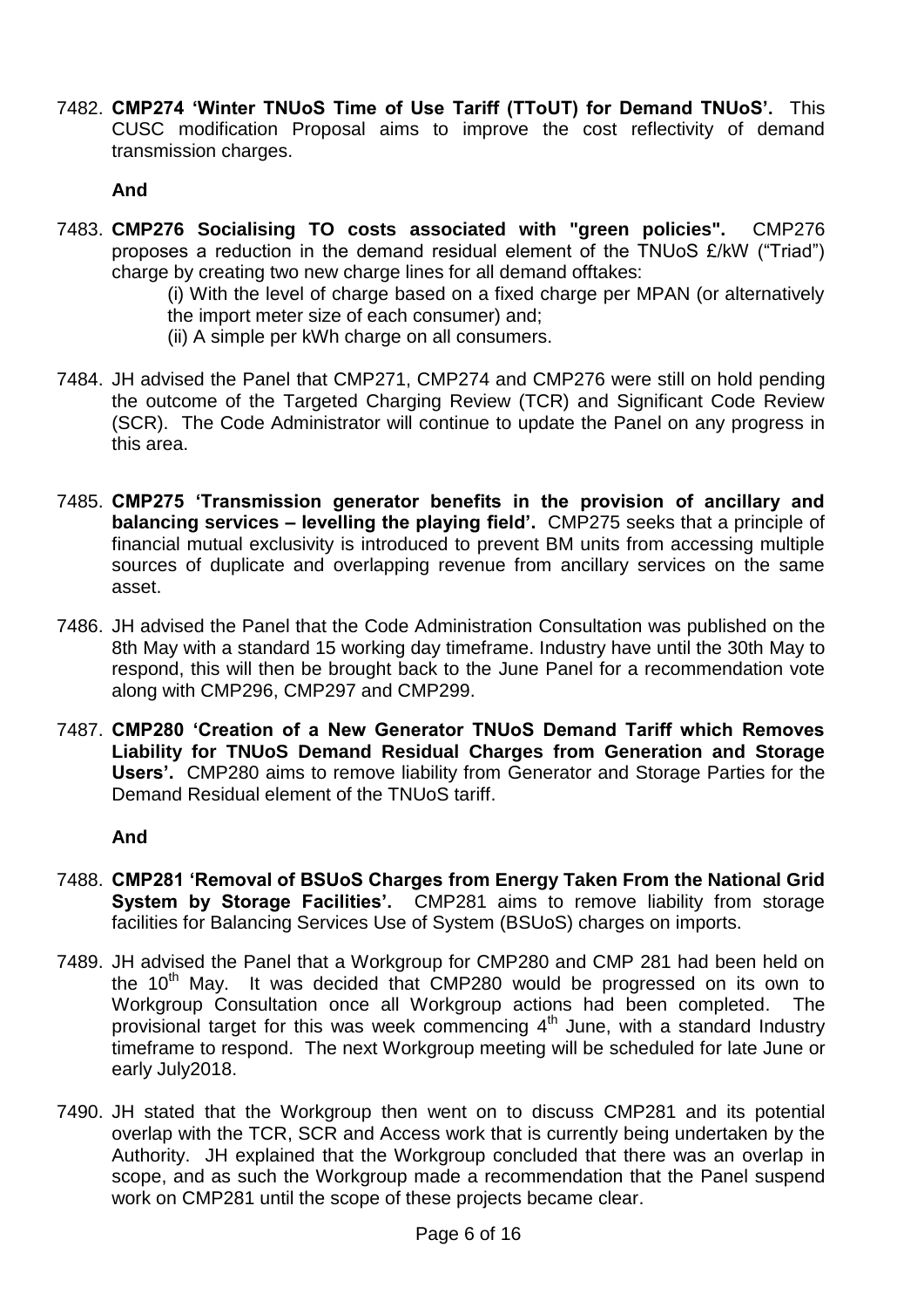7482. **CMP274 'Winter TNUoS Time of Use Tariff (TToUT) for Demand TNUoS'.** This CUSC modification Proposal aims to improve the cost reflectivity of demand transmission charges.

**And**

7483. **CMP276 Socialising TO costs associated with "green policies".** CMP276 proposes a reduction in the demand residual element of the TNUoS £/kW ("Triad") charge by creating two new charge lines for all demand offtakes:

    (i) With the level of charge based on a fixed charge per MPAN (or alternatively the import meter size of each consumer) and;

    (ii) A simple per kWh charge on all consumers.

7484. JH advised the Panel that CMP271, CMP274 and CMP276 were still on hold pending the outcome of the Targeted Charging Review (TCR) and Significant Code Review (SCR). The Code Administrator will continue to update the Panel on any progress in this area.

7485. **CMP275 'Transmission generator benefits in the provision of ancillary and balancing services – levelling the playing field'.** CMP275 seeks that a principle of financial mutual exclusivity is introduced to prevent BM units from accessing multiple sources of duplicate and overlapping revenue from ancillary services on the same asset.

7486. JH advised the Panel that the Code Administration Consultation was published on the 8th May with a standard 15 working day timeframe. Industry have until the 30th May to respond, this will then be brought back to the June Panel for a recommendation vote along with CMP296, CMP297 and CMP299.

7487. **CMP280 'Creation of a New Generator TNUoS Demand Tariff which Removes Liability for TNUoS Demand Residual Charges from Generation and Storage Users'.** CMP280 aims to remove liability from Generator and Storage Parties for the Demand Residual element of the TNUoS tariff.

**And**

7488. **CMP281 'Removal of BSUoS Charges from Energy Taken From the National Grid System by Storage Facilities'.** CMP281 aims to remove liability from storage facilities for Balancing Services Use of System (BSUoS) charges on imports.

7489. JH advised the Panel that a Workgroup for CMP280 and CMP 281 had been held on the 10th May. It was decided that CMP280 would be progressed on its own to Workgroup Consultation once all Workgroup actions had been completed. The provisional target for this was week commencing 4th June, with a standard Industry timeframe to respond. The next Workgroup meeting will be scheduled for late June or early July2018.

7490. JH stated that the Workgroup then went on to discuss CMP281 and its potential overlap with the TCR, SCR and Access work that is currently being undertaken by the Authority. JH explained that the Workgroup concluded that there was an overlap in scope, and as such the Workgroup made a recommendation that the Panel suspend work on CMP281 until the scope of these projects became clear.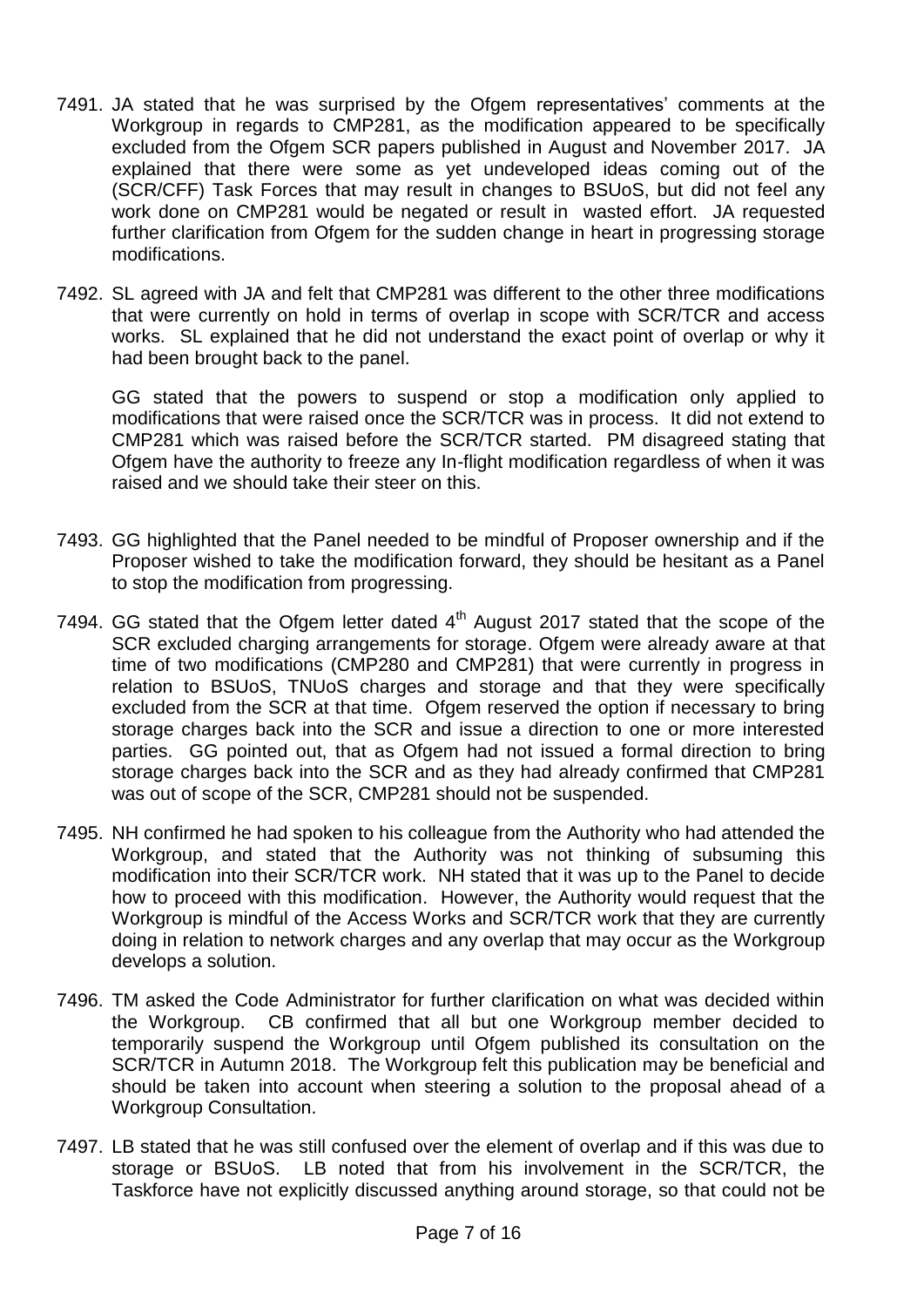7491. JA stated that he was surprised by the Ofgem representatives' comments at the Workgroup in regards to CMP281, as the modification appeared to be specifically excluded from the Ofgem SCR papers published in August and November 2017. JA explained that there were some as yet undeveloped ideas coming out of the (SCR/CFF) Task Forces that may result in changes to BSUoS, but did not feel any work done on CMP281 would be negated or result in wasted effort. JA requested further clarification from Ofgem for the sudden change in heart in progressing storage modifications.

7492. SL agreed with JA and felt that CMP281 was different to the other three modifications that were currently on hold in terms of overlap in scope with SCR/TCR and access works. SL explained that he did not understand the exact point of overlap or why it had been brought back to the panel.

GG stated that the powers to suspend or stop a modification only applied to modifications that were raised once the SCR/TCR was in process. It did not extend to CMP281 which was raised before the SCR/TCR started. PM disagreed stating that Ofgem have the authority to freeze any In-flight modification regardless of when it was raised and we should take their steer on this.

7493. GG highlighted that the Panel needed to be mindful of Proposer ownership and if the Proposer wished to take the modification forward, they should be hesitant as a Panel to stop the modification from progressing.

7494. GG stated that the Ofgem letter dated 4th August 2017 stated that the scope of the SCR excluded charging arrangements for storage. Ofgem were already aware at that time of two modifications (CMP280 and CMP281) that were currently in progress in relation to BSUoS, TNUoS charges and storage and that they were specifically excluded from the SCR at that time. Ofgem reserved the option if necessary to bring storage charges back into the SCR and issue a direction to one or more interested parties. GG pointed out, that as Ofgem had not issued a formal direction to bring storage charges back into the SCR and as they had already confirmed that CMP281 was out of scope of the SCR, CMP281 should not be suspended.

7495. NH confirmed he had spoken to his colleague from the Authority who had attended the Workgroup, and stated that the Authority was not thinking of subsuming this modification into their SCR/TCR work. NH stated that it was up to the Panel to decide how to proceed with this modification. However, the Authority would request that the Workgroup is mindful of the Access Works and SCR/TCR work that they are currently doing in relation to network charges and any overlap that may occur as the Workgroup develops a solution.

7496. TM asked the Code Administrator for further clarification on what was decided within the Workgroup. CB confirmed that all but one Workgroup member decided to temporarily suspend the Workgroup until Ofgem published its consultation on the SCR/TCR in Autumn 2018. The Workgroup felt this publication may be beneficial and should be taken into account when steering a solution to the proposal ahead of a Workgroup Consultation.

7497. LB stated that he was still confused over the element of overlap and if this was due to storage or BSUoS. LB noted that from his involvement in the SCR/TCR, the Taskforce have not explicitly discussed anything around storage, so that could not be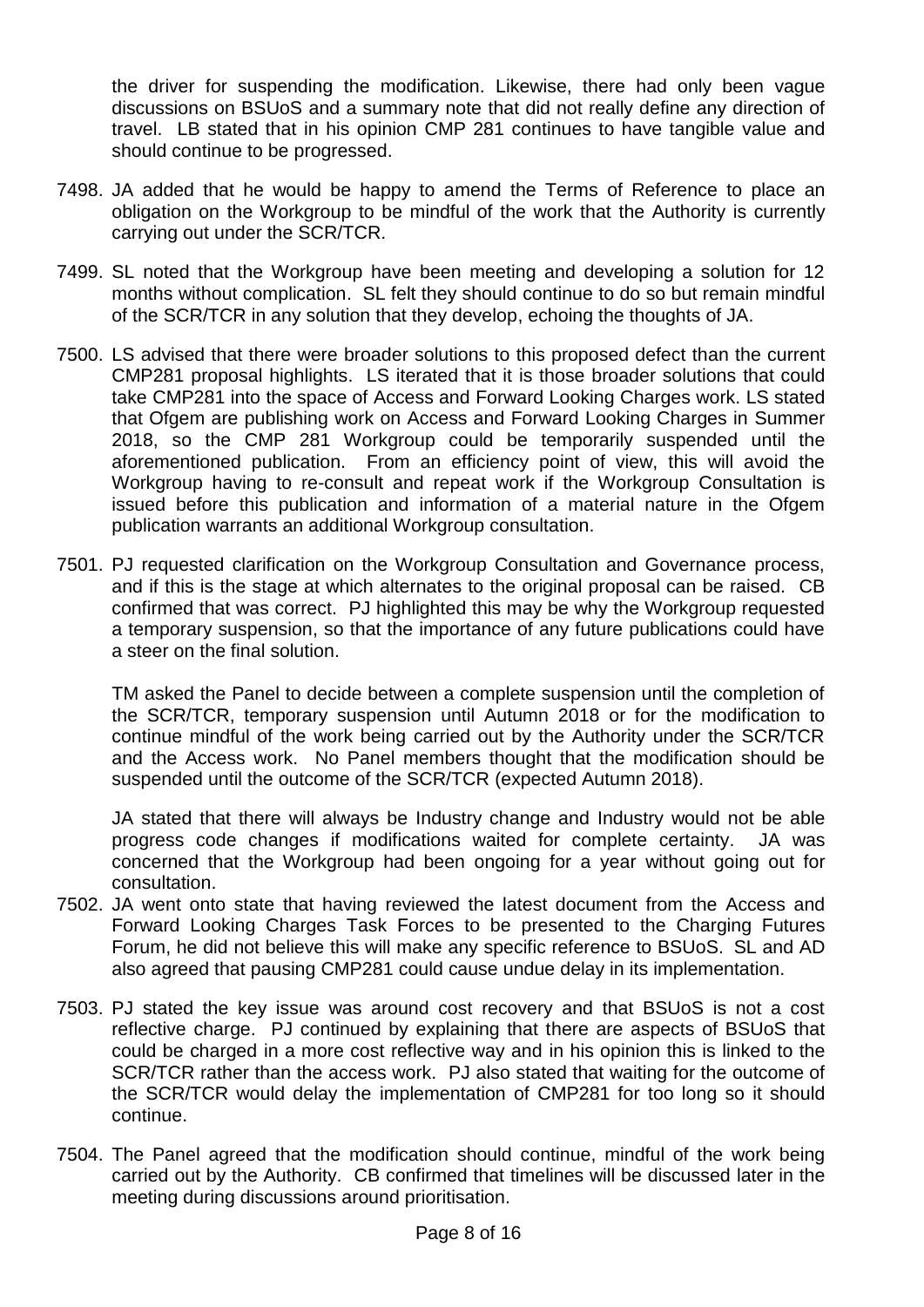the driver for suspending the modification. Likewise, there had only been vague discussions on BSUoS and a summary note that did not really define any direction of travel. LB stated that in his opinion CMP 281 continues to have tangible value and should continue to be progressed.

7498. JA added that he would be happy to amend the Terms of Reference to place an obligation on the Workgroup to be mindful of the work that the Authority is currently carrying out under the SCR/TCR.

7499. SL noted that the Workgroup have been meeting and developing a solution for 12 months without complication. SL felt they should continue to do so but remain mindful of the SCR/TCR in any solution that they develop, echoing the thoughts of JA.

7500. LS advised that there were broader solutions to this proposed defect than the current CMP281 proposal highlights. LS iterated that it is those broader solutions that could take CMP281 into the space of Access and Forward Looking Charges work. LS stated that Ofgem are publishing work on Access and Forward Looking Charges in Summer 2018, so the CMP 281 Workgroup could be temporarily suspended until the aforementioned publication. From an efficiency point of view, this will avoid the Workgroup having to re-consult and repeat work if the Workgroup Consultation is issued before this publication and information of a material nature in the Ofgem publication warrants an additional Workgroup consultation.

7501. PJ requested clarification on the Workgroup Consultation and Governance process, and if this is the stage at which alternates to the original proposal can be raised. CB confirmed that was correct. PJ highlighted this may be why the Workgroup requested a temporary suspension, so that the importance of any future publications could have a steer on the final solution.

 TM asked the Panel to decide between a complete suspension until the completion of the SCR/TCR, temporary suspension until Autumn 2018 or for the modification to continue mindful of the work being carried out by the Authority under the SCR/TCR and the Access work. No Panel members thought that the modification should be suspended until the outcome of the SCR/TCR (expected Autumn 2018).

 JA stated that there will always be Industry change and Industry would not be able progress code changes if modifications waited for complete certainty. JA was concerned that the Workgroup had been ongoing for a year without going out for consultation.

7502. JA went onto state that having reviewed the latest document from the Access and Forward Looking Charges Task Forces to be presented to the Charging Futures Forum, he did not believe this will make any specific reference to BSUoS. SL and AD also agreed that pausing CMP281 could cause undue delay in its implementation.

7503. PJ stated the key issue was around cost recovery and that BSUoS is not a cost reflective charge. PJ continued by explaining that there are aspects of BSUoS that could be charged in a more cost reflective way and in his opinion this is linked to the SCR/TCR rather than the access work. PJ also stated that waiting for the outcome of the SCR/TCR would delay the implementation of CMP281 for too long so it should continue.

7504. The Panel agreed that the modification should continue, mindful of the work being carried out by the Authority. CB confirmed that timelines will be discussed later in the meeting during discussions around prioritisation.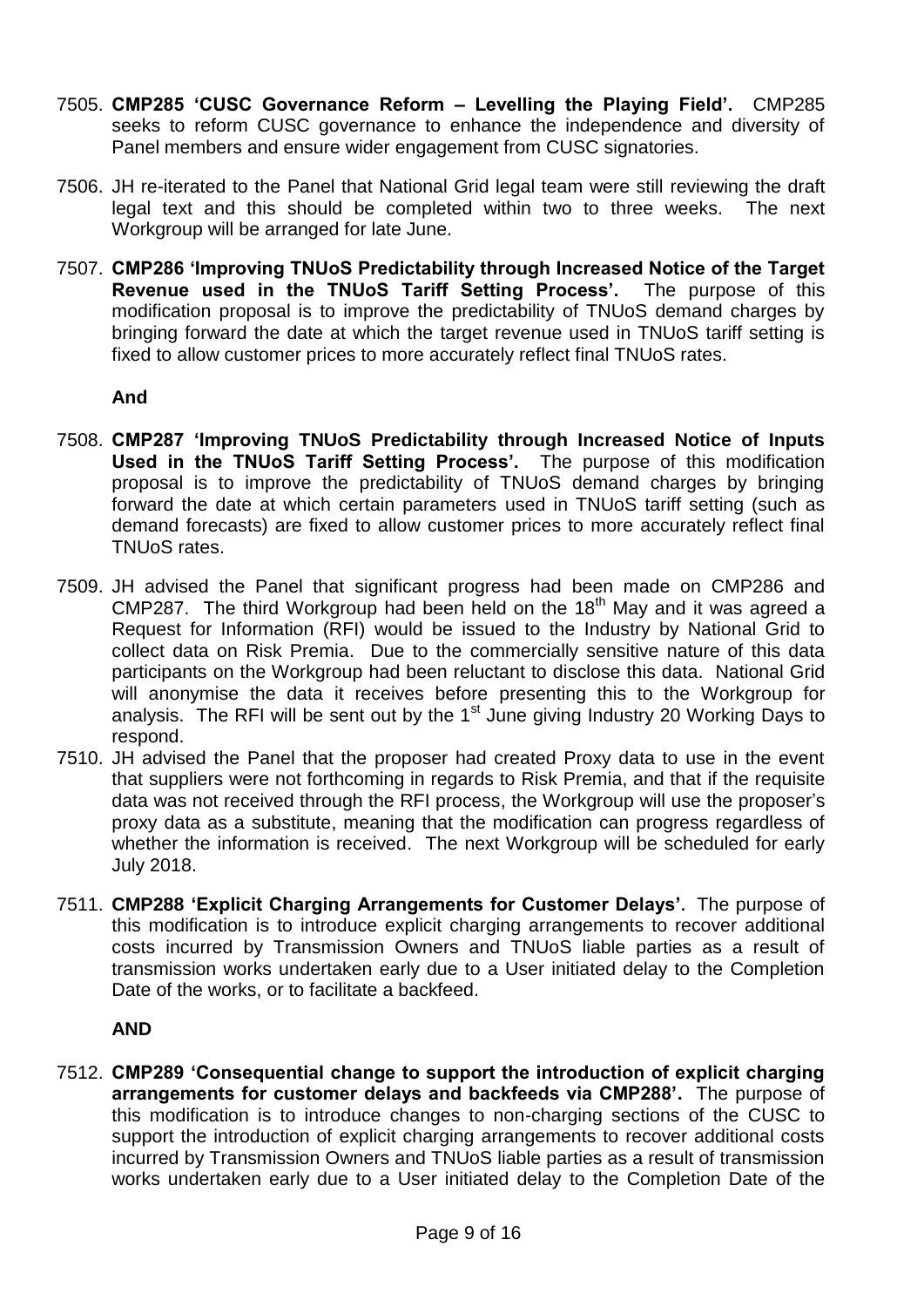7505. **CMP285 'CUSC Governance Reform – Levelling the Playing Field'.** CMP285 seeks to reform CUSC governance to enhance the independence and diversity of Panel members and ensure wider engagement from CUSC signatories.

7506. JH re-iterated to the Panel that National Grid legal team were still reviewing the draft legal text and this should be completed within two to three weeks. The next Workgroup will be arranged for late June.

7507. **CMP286 'Improving TNUoS Predictability through Increased Notice of the Target Revenue used in the TNUoS Tariff Setting Process'.** The purpose of this modification proposal is to improve the predictability of TNUoS demand charges by bringing forward the date at which the target revenue used in TNUoS tariff setting is fixed to allow customer prices to more accurately reflect final TNUoS rates.

**And**

7508. **CMP287 'Improving TNUoS Predictability through Increased Notice of Inputs Used in the TNUoS Tariff Setting Process'.** The purpose of this modification proposal is to improve the predictability of TNUoS demand charges by bringing forward the date at which certain parameters used in TNUoS tariff setting (such as demand forecasts) are fixed to allow customer prices to more accurately reflect final TNUoS rates.

7509. JH advised the Panel that significant progress had been made on CMP286 and CMP287. The third Workgroup had been held on the 18th May and it was agreed a Request for Information (RFI) would be issued to the Industry by National Grid to collect data on Risk Premia. Due to the commercially sensitive nature of this data participants on the Workgroup had been reluctant to disclose this data. National Grid will anonymise the data it receives before presenting this to the Workgroup for analysis. The RFI will be sent out by the 1st June giving Industry 20 Working Days to respond.

7510. JH advised the Panel that the proposer had created Proxy data to use in the event that suppliers were not forthcoming in regards to Risk Premia, and that if the requisite data was not received through the RFI process, the Workgroup will use the proposer's proxy data as a substitute, meaning that the modification can progress regardless of whether the information is received. The next Workgroup will be scheduled for early July 2018.

7511. **CMP288 'Explicit Charging Arrangements for Customer Delays'.** The purpose of this modification is to introduce explicit charging arrangements to recover additional costs incurred by Transmission Owners and TNUoS liable parties as a result of transmission works undertaken early due to a User initiated delay to the Completion Date of the works, or to facilitate a backfeed.

**AND**

7512. **CMP289 'Consequential change to support the introduction of explicit charging arrangements for customer delays and backfeeds via CMP288'.** The purpose of this modification is to introduce changes to non-charging sections of the CUSC to support the introduction of explicit charging arrangements to recover additional costs incurred by Transmission Owners and TNUoS liable parties as a result of transmission works undertaken early due to a User initiated delay to the Completion Date of the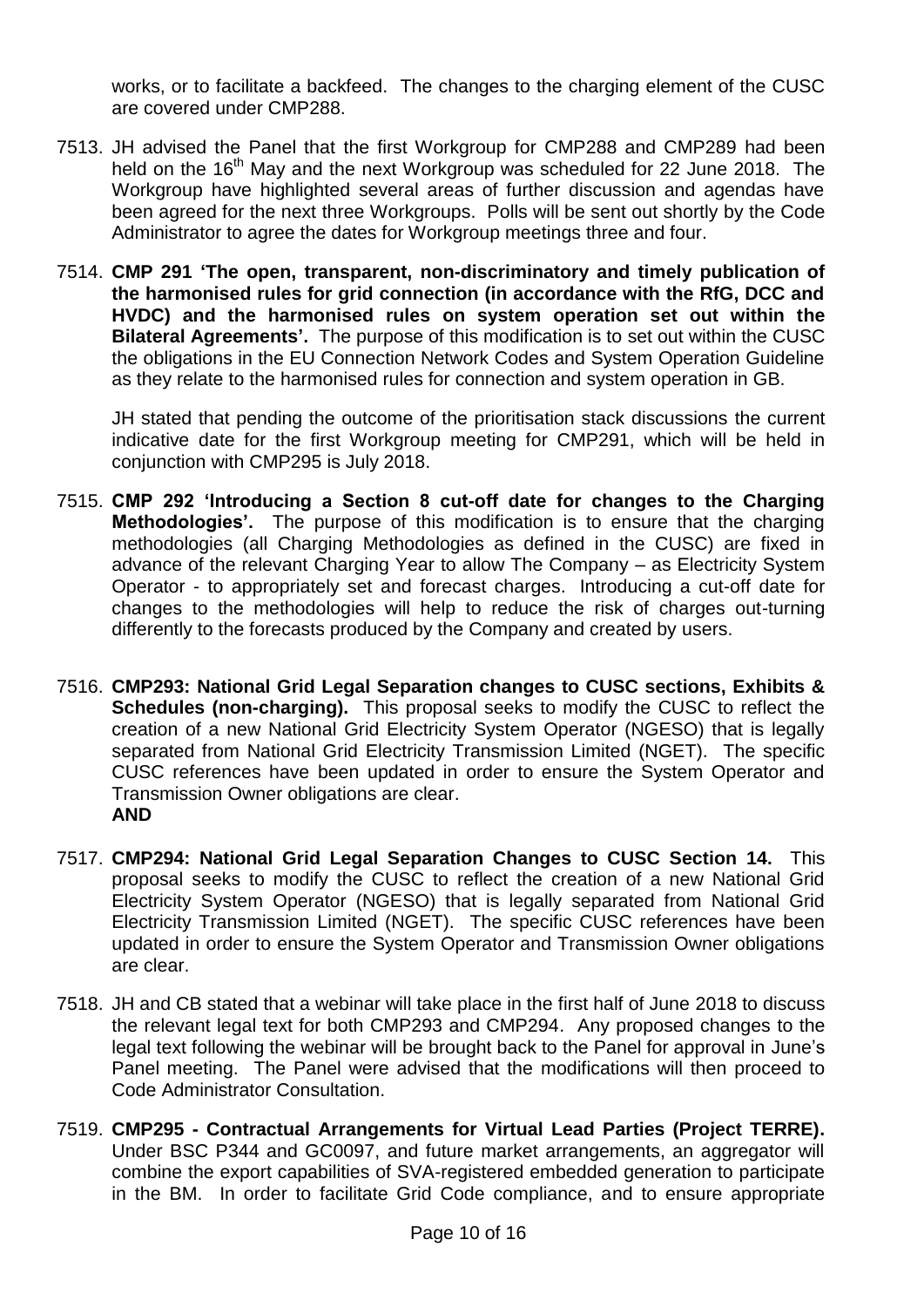works, or to facilitate a backfeed. The changes to the charging element of the CUSC are covered under CMP288.

7513. JH advised the Panel that the first Workgroup for CMP288 and CMP289 had been held on the 16th May and the next Workgroup was scheduled for 22 June 2018. The Workgroup have highlighted several areas of further discussion and agendas have been agreed for the next three Workgroups. Polls will be sent out shortly by the Code Administrator to agree the dates for Workgroup meetings three and four.

7514. **CMP 291 'The open, transparent, non-discriminatory and timely publication of the harmonised rules for grid connection (in accordance with the RfG, DCC and HVDC) and the harmonised rules on system operation set out within the Bilateral Agreements'.** The purpose of this modification is to set out within the CUSC the obligations in the EU Connection Network Codes and System Operation Guideline as they relate to the harmonised rules for connection and system operation in GB.

    JH stated that pending the outcome of the prioritisation stack discussions the current indicative date for the first Workgroup meeting for CMP291, which will be held in conjunction with CMP295 is July 2018.

7515. **CMP 292 'Introducing a Section 8 cut-off date for changes to the Charging Methodologies'.** The purpose of this modification is to ensure that the charging methodologies (all Charging Methodologies as defined in the CUSC) are fixed in advance of the relevant Charging Year to allow The Company – as Electricity System Operator - to appropriately set and forecast charges. Introducing a cut-off date for changes to the methodologies will help to reduce the risk of charges out-turning differently to the forecasts produced by the Company and created by users.

7516. **CMP293: National Grid Legal Separation changes to CUSC sections, Exhibits & Schedules (non-charging).** This proposal seeks to modify the CUSC to reflect the creation of a new National Grid Electricity System Operator (NGESO) that is legally separated from National Grid Electricity Transmission Limited (NGET). The specific CUSC references have been updated in order to ensure the System Operator and Transmission Owner obligations are clear.
    **AND**

7517. **CMP294: National Grid Legal Separation Changes to CUSC Section 14.** This proposal seeks to modify the CUSC to reflect the creation of a new National Grid Electricity System Operator (NGESO) that is legally separated from National Grid Electricity Transmission Limited (NGET). The specific CUSC references have been updated in order to ensure the System Operator and Transmission Owner obligations are clear.

7518. JH and CB stated that a webinar will take place in the first half of June 2018 to discuss the relevant legal text for both CMP293 and CMP294. Any proposed changes to the legal text following the webinar will be brought back to the Panel for approval in June's Panel meeting. The Panel were advised that the modifications will then proceed to Code Administrator Consultation.

7519. **CMP295 - Contractual Arrangements for Virtual Lead Parties (Project TERRE).** Under BSC P344 and GC0097, and future market arrangements, an aggregator will combine the export capabilities of SVA-registered embedded generation to participate in the BM. In order to facilitate Grid Code compliance, and to ensure appropriate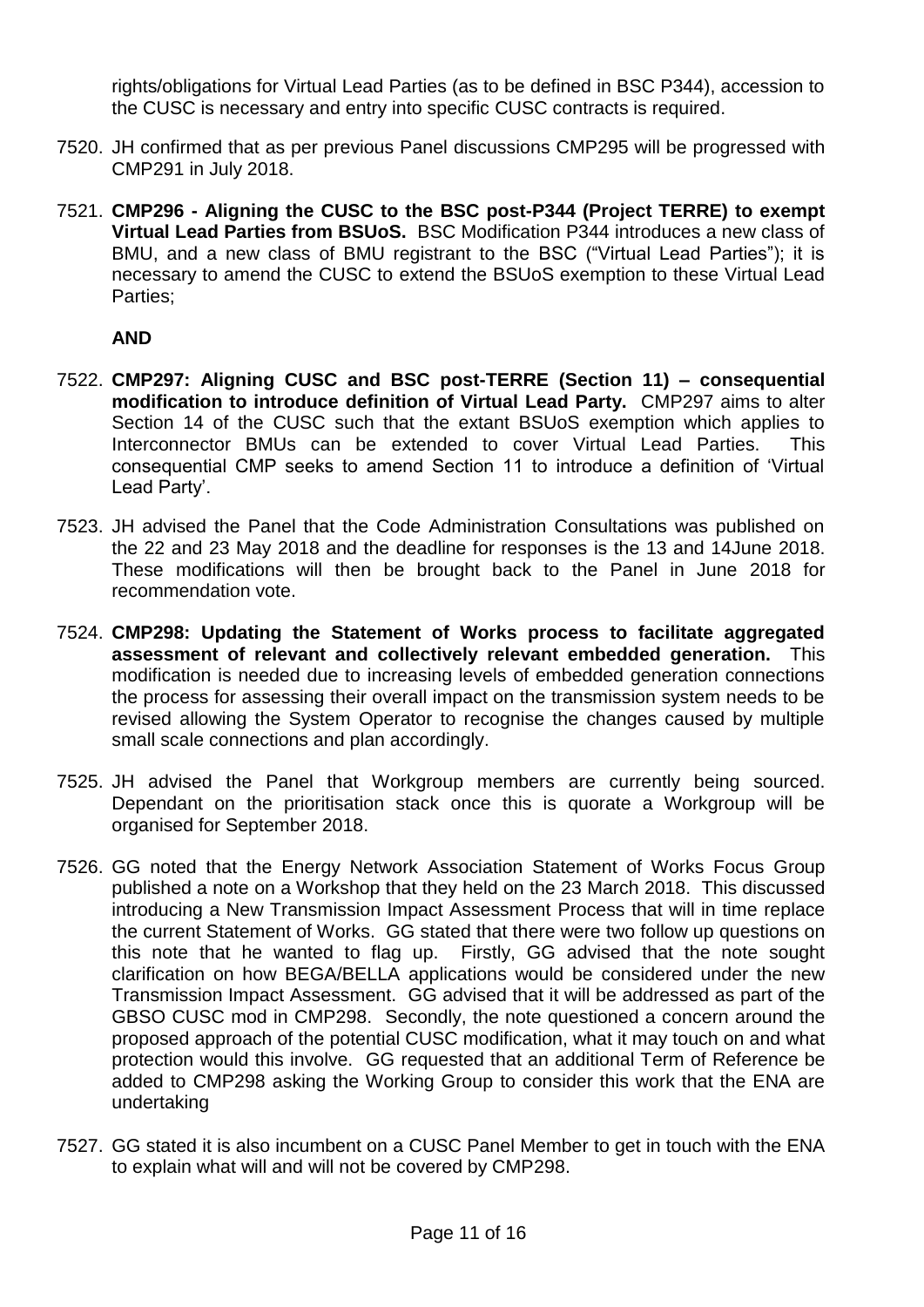rights/obligations for Virtual Lead Parties (as to be defined in BSC P344), accession to the CUSC is necessary and entry into specific CUSC contracts is required.

7520. JH confirmed that as per previous Panel discussions CMP295 will be progressed with CMP291 in July 2018.

7521. **CMP296 - Aligning the CUSC to the BSC post-P344 (Project TERRE) to exempt Virtual Lead Parties from BSUoS.** BSC Modification P344 introduces a new class of BMU, and a new class of BMU registrant to the BSC ("Virtual Lead Parties"); it is necessary to amend the CUSC to extend the BSUoS exemption to these Virtual Lead Parties;

**AND**

7522. **CMP297: Aligning CUSC and BSC post-TERRE (Section 11) – consequential modification to introduce definition of Virtual Lead Party.** CMP297 aims to alter Section 14 of the CUSC such that the extant BSUoS exemption which applies to Interconnector BMUs can be extended to cover Virtual Lead Parties. This consequential CMP seeks to amend Section 11 to introduce a definition of 'Virtual Lead Party'.

7523. JH advised the Panel that the Code Administration Consultations was published on the 22 and 23 May 2018 and the deadline for responses is the 13 and 14June 2018. These modifications will then be brought back to the Panel in June 2018 for recommendation vote.

7524. **CMP298: Updating the Statement of Works process to facilitate aggregated assessment of relevant and collectively relevant embedded generation.** This modification is needed due to increasing levels of embedded generation connections the process for assessing their overall impact on the transmission system needs to be revised allowing the System Operator to recognise the changes caused by multiple small scale connections and plan accordingly.

7525. JH advised the Panel that Workgroup members are currently being sourced. Dependant on the prioritisation stack once this is quorate a Workgroup will be organised for September 2018.

7526. GG noted that the Energy Network Association Statement of Works Focus Group published a note on a Workshop that they held on the 23 March 2018. This discussed introducing a New Transmission Impact Assessment Process that will in time replace the current Statement of Works. GG stated that there were two follow up questions on this note that he wanted to flag up. Firstly, GG advised that the note sought clarification on how BEGA/BELLA applications would be considered under the new Transmission Impact Assessment. GG advised that it will be addressed as part of the GBSO CUSC mod in CMP298. Secondly, the note questioned a concern around the proposed approach of the potential CUSC modification, what it may touch on and what protection would this involve. GG requested that an additional Term of Reference be added to CMP298 asking the Working Group to consider this work that the ENA are undertaking

7527. GG stated it is also incumbent on a CUSC Panel Member to get in touch with the ENA to explain what will and will not be covered by CMP298.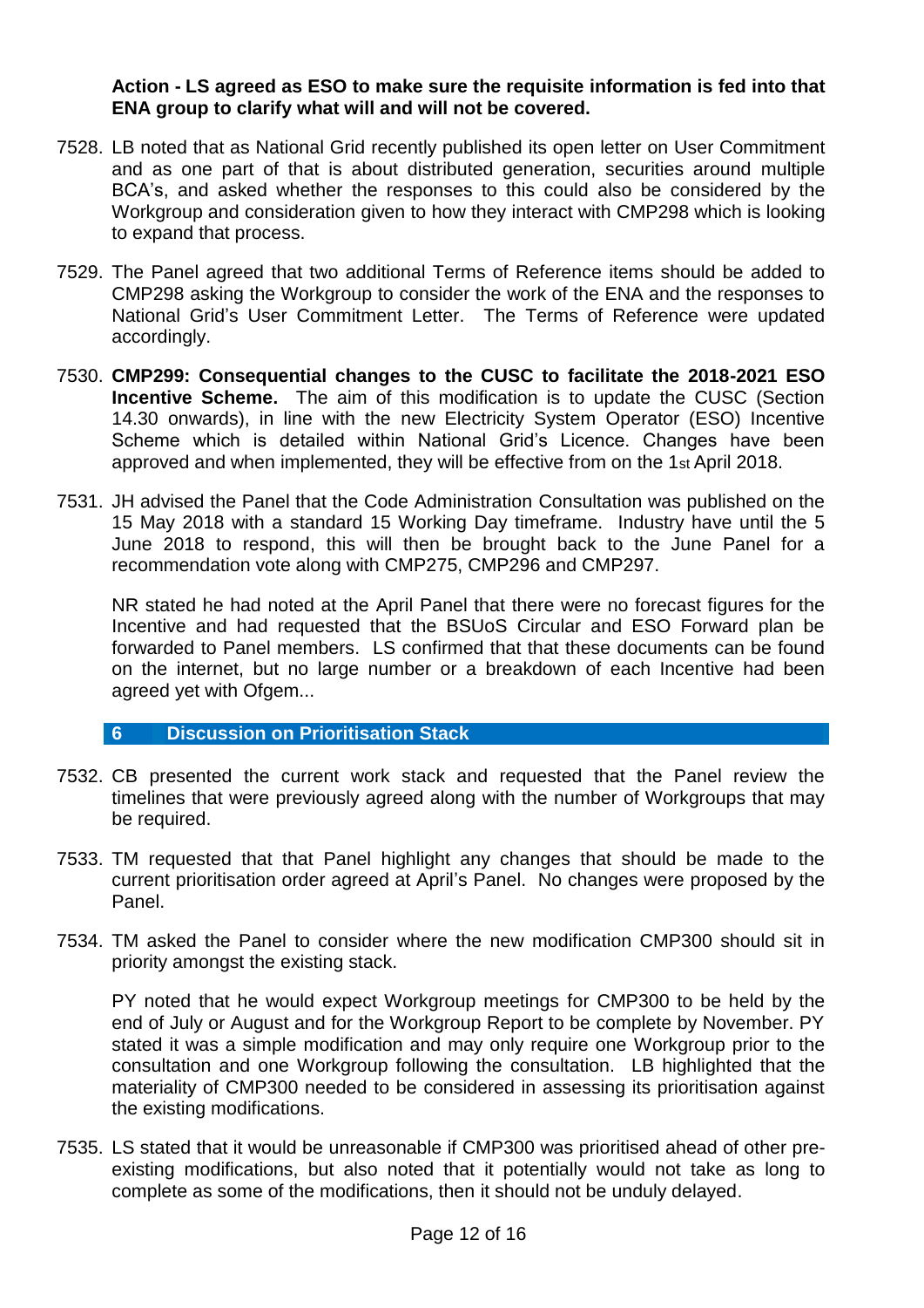**Action - LS agreed as ESO to make sure the requisite information is fed into that ENA group to clarify what will and will not be covered.**

7528. LB noted that as National Grid recently published its open letter on User Commitment and as one part of that is about distributed generation, securities around multiple BCA's, and asked whether the responses to this could also be considered by the Workgroup and consideration given to how they interact with CMP298 which is looking to expand that process.

7529. The Panel agreed that two additional Terms of Reference items should be added to CMP298 asking the Workgroup to consider the work of the ENA and the responses to National Grid's User Commitment Letter. The Terms of Reference were updated accordingly.

7530. **CMP299: Consequential changes to the CUSC to facilitate the 2018-2021 ESO Incentive Scheme.** The aim of this modification is to update the CUSC (Section 14.30 onwards), in line with the new Electricity System Operator (ESO) Incentive Scheme which is detailed within National Grid's Licence. Changes have been approved and when implemented, they will be effective from on the 1st April 2018.

7531. JH advised the Panel that the Code Administration Consultation was published on the 15 May 2018 with a standard 15 Working Day timeframe. Industry have until the 5 June 2018 to respond, this will then be brought back to the June Panel for a recommendation vote along with CMP275, CMP296 and CMP297.

NR stated he had noted at the April Panel that there were no forecast figures for the Incentive and had requested that the BSUoS Circular and ESO Forward plan be forwarded to Panel members. LS confirmed that that these documents can be found on the internet, but no large number or a breakdown of each Incentive had been agreed yet with Ofgem...

## 6 Discussion on Prioritisation Stack

7532. CB presented the current work stack and requested that the Panel review the timelines that were previously agreed along with the number of Workgroups that may be required.

7533. TM requested that that Panel highlight any changes that should be made to the current prioritisation order agreed at April's Panel. No changes were proposed by the Panel.

7534. TM asked the Panel to consider where the new modification CMP300 should sit in priority amongst the existing stack.

PY noted that he would expect Workgroup meetings for CMP300 to be held by the end of July or August and for the Workgroup Report to be complete by November. PY stated it was a simple modification and may only require one Workgroup prior to the consultation and one Workgroup following the consultation. LB highlighted that the materiality of CMP300 needed to be considered in assessing its prioritisation against the existing modifications.

7535. LS stated that it would be unreasonable if CMP300 was prioritised ahead of other pre-existing modifications, but also noted that it potentially would not take as long to complete as some of the modifications, then it should not be unduly delayed.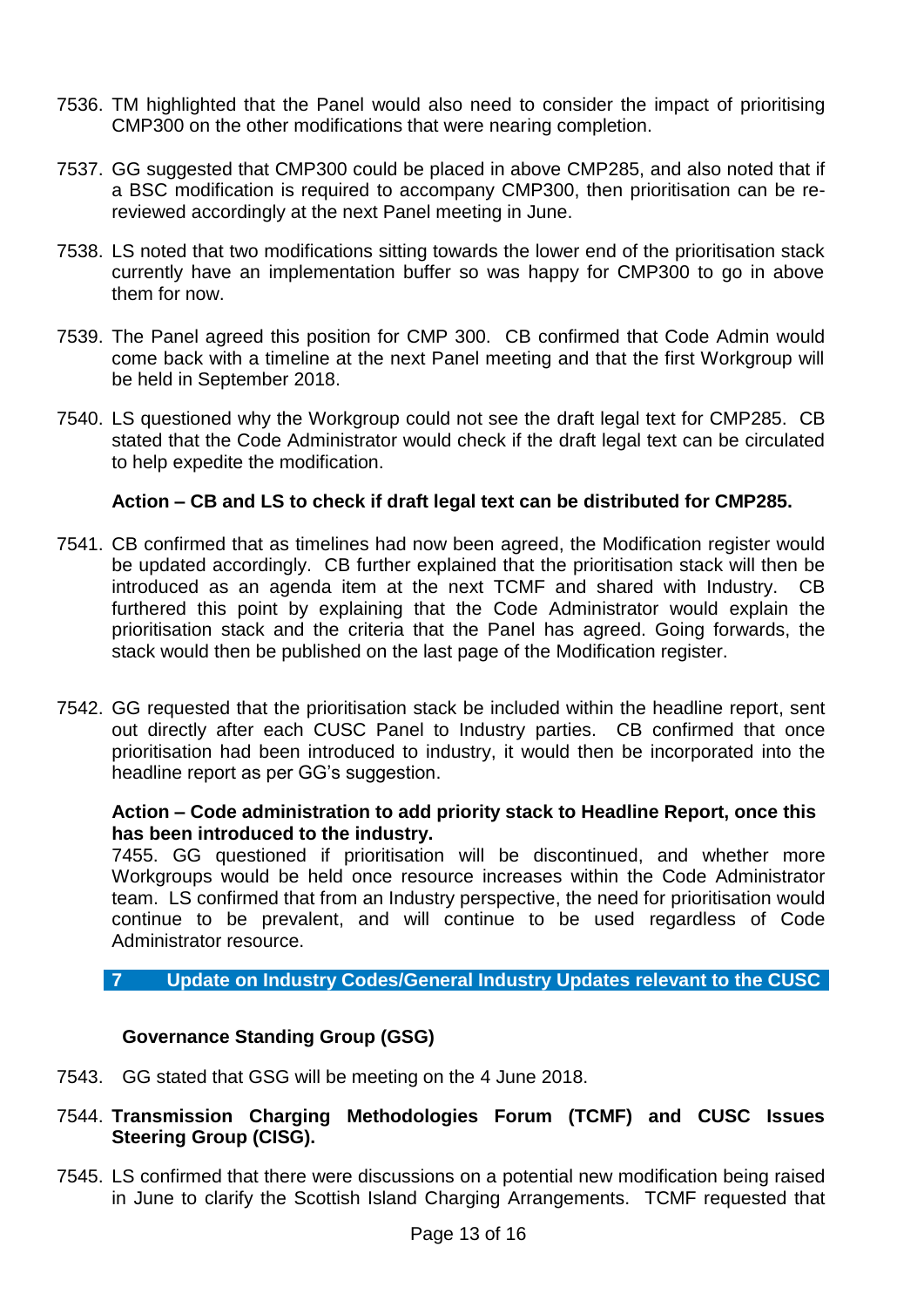7536. TM highlighted that the Panel would also need to consider the impact of prioritising CMP300 on the other modifications that were nearing completion.

7537. GG suggested that CMP300 could be placed in above CMP285, and also noted that if a BSC modification is required to accompany CMP300, then prioritisation can be re-reviewed accordingly at the next Panel meeting in June.

7538. LS noted that two modifications sitting towards the lower end of the prioritisation stack currently have an implementation buffer so was happy for CMP300 to go in above them for now.

7539. The Panel agreed this position for CMP 300. CB confirmed that Code Admin would come back with a timeline at the next Panel meeting and that the first Workgroup will be held in September 2018.

7540. LS questioned why the Workgroup could not see the draft legal text for CMP285. CB stated that the Code Administrator would check if the draft legal text can be circulated to help expedite the modification.

**Action – CB and LS to check if draft legal text can be distributed for CMP285.**

7541. CB confirmed that as timelines had now been agreed, the Modification register would be updated accordingly. CB further explained that the prioritisation stack will then be introduced as an agenda item at the next TCMF and shared with Industry. CB furthered this point by explaining that the Code Administrator would explain the prioritisation stack and the criteria that the Panel has agreed. Going forwards, the stack would then be published on the last page of the Modification register.

7542. GG requested that the prioritisation stack be included within the headline report, sent out directly after each CUSC Panel to Industry parties. CB confirmed that once prioritisation had been introduced to industry, it would then be incorporated into the headline report as per GG's suggestion.

**Action – Code administration to add priority stack to Headline Report, once this has been introduced to the industry.**

7455. GG questioned if prioritisation will be discontinued, and whether more Workgroups would be held once resource increases within the Code Administrator team. LS confirmed that from an Industry perspective, the need for prioritisation would continue to be prevalent, and will continue to be used regardless of Code Administrator resource.

## 7 Update on Industry Codes/General Industry Updates relevant to the CUSC

### Governance Standing Group (GSG)

7543. GG stated that GSG will be meeting on the 4 June 2018.

7544. **Transmission Charging Methodologies Forum (TCMF) and CUSC Issues Steering Group (CISG).**

7545. LS confirmed that there were discussions on a potential new modification being raised in June to clarify the Scottish Island Charging Arrangements. TCMF requested that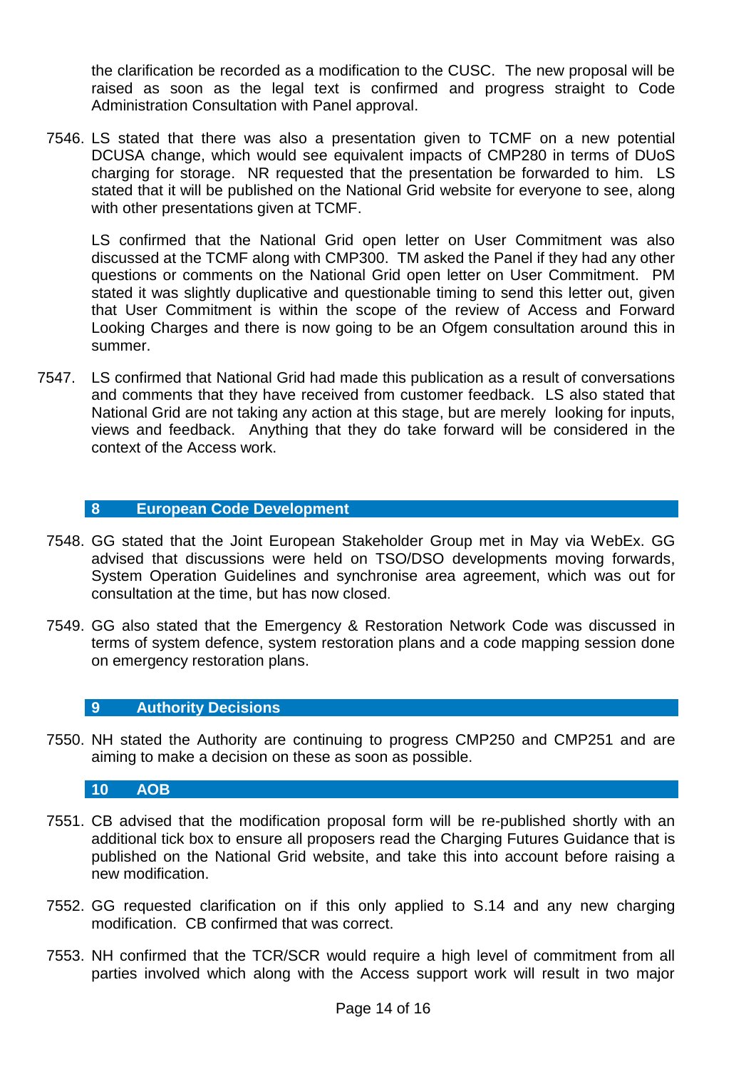the clarification be recorded as a modification to the CUSC. The new proposal will be raised as soon as the legal text is confirmed and progress straight to Code Administration Consultation with Panel approval.

7546. LS stated that there was also a presentation given to TCMF on a new potential DCUSA change, which would see equivalent impacts of CMP280 in terms of DUoS charging for storage. NR requested that the presentation be forwarded to him. LS stated that it will be published on the National Grid website for everyone to see, along with other presentations given at TCMF.

LS confirmed that the National Grid open letter on User Commitment was also discussed at the TCMF along with CMP300. TM asked the Panel if they had any other questions or comments on the National Grid open letter on User Commitment. PM stated it was slightly duplicative and questionable timing to send this letter out, given that User Commitment is within the scope of the review of Access and Forward Looking Charges and there is now going to be an Ofgem consultation around this in summer.

7547. LS confirmed that National Grid had made this publication as a result of conversations and comments that they have received from customer feedback. LS also stated that National Grid are not taking any action at this stage, but are merely looking for inputs, views and feedback. Anything that they do take forward will be considered in the context of the Access work.

## 8 European Code Development

7548. GG stated that the Joint European Stakeholder Group met in May via WebEx. GG advised that discussions were held on TSO/DSO developments moving forwards, System Operation Guidelines and synchronise area agreement, which was out for consultation at the time, but has now closed.

7549. GG also stated that the Emergency & Restoration Network Code was discussed in terms of system defence, system restoration plans and a code mapping session done on emergency restoration plans.

## 9 Authority Decisions

7550. NH stated the Authority are continuing to progress CMP250 and CMP251 and are aiming to make a decision on these as soon as possible.

## 10 AOB

7551. CB advised that the modification proposal form will be re-published shortly with an additional tick box to ensure all proposers read the Charging Futures Guidance that is published on the National Grid website, and take this into account before raising a new modification.

7552. GG requested clarification on if this only applied to S.14 and any new charging modification. CB confirmed that was correct.

7553. NH confirmed that the TCR/SCR would require a high level of commitment from all parties involved which along with the Access support work will result in two major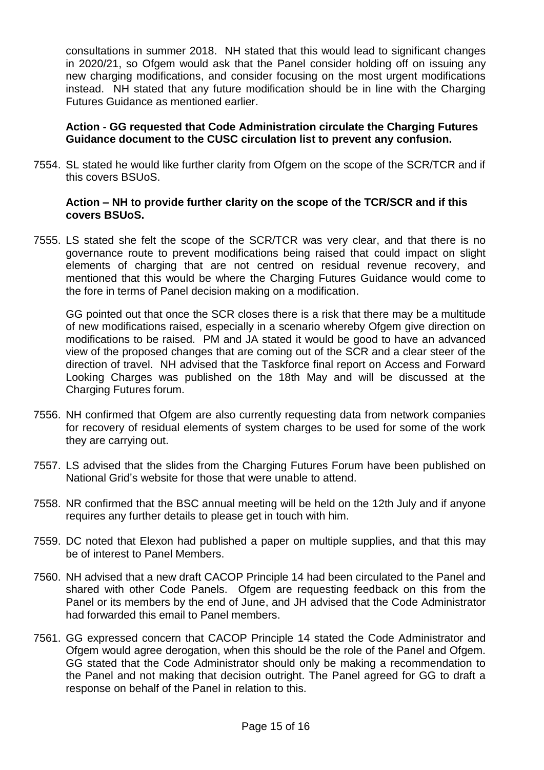consultations in summer 2018. NH stated that this would lead to significant changes in 2020/21, so Ofgem would ask that the Panel consider holding off on issuing any new charging modifications, and consider focusing on the most urgent modifications instead. NH stated that any future modification should be in line with the Charging Futures Guidance as mentioned earlier.

**Action - GG requested that Code Administration circulate the Charging Futures Guidance document to the CUSC circulation list to prevent any confusion.**

7554. SL stated he would like further clarity from Ofgem on the scope of the SCR/TCR and if this covers BSUoS.

**Action – NH to provide further clarity on the scope of the TCR/SCR and if this covers BSUoS.**

7555. LS stated she felt the scope of the SCR/TCR was very clear, and that there is no governance route to prevent modifications being raised that could impact on slight elements of charging that are not centred on residual revenue recovery, and mentioned that this would be where the Charging Futures Guidance would come to the fore in terms of Panel decision making on a modification.

GG pointed out that once the SCR closes there is a risk that there may be a multitude of new modifications raised, especially in a scenario whereby Ofgem give direction on modifications to be raised. PM and JA stated it would be good to have an advanced view of the proposed changes that are coming out of the SCR and a clear steer of the direction of travel. NH advised that the Taskforce final report on Access and Forward Looking Charges was published on the 18th May and will be discussed at the Charging Futures forum.

7556. NH confirmed that Ofgem are also currently requesting data from network companies for recovery of residual elements of system charges to be used for some of the work they are carrying out.

7557. LS advised that the slides from the Charging Futures Forum have been published on National Grid's website for those that were unable to attend.

7558. NR confirmed that the BSC annual meeting will be held on the 12th July and if anyone requires any further details to please get in touch with him.

7559. DC noted that Elexon had published a paper on multiple supplies, and that this may be of interest to Panel Members.

7560. NH advised that a new draft CACOP Principle 14 had been circulated to the Panel and shared with other Code Panels. Ofgem are requesting feedback on this from the Panel or its members by the end of June, and JH advised that the Code Administrator had forwarded this email to Panel members.

7561. GG expressed concern that CACOP Principle 14 stated the Code Administrator and Ofgem would agree derogation, when this should be the role of the Panel and Ofgem. GG stated that the Code Administrator should only be making a recommendation to the Panel and not making that decision outright. The Panel agreed for GG to draft a response on behalf of the Panel in relation to this.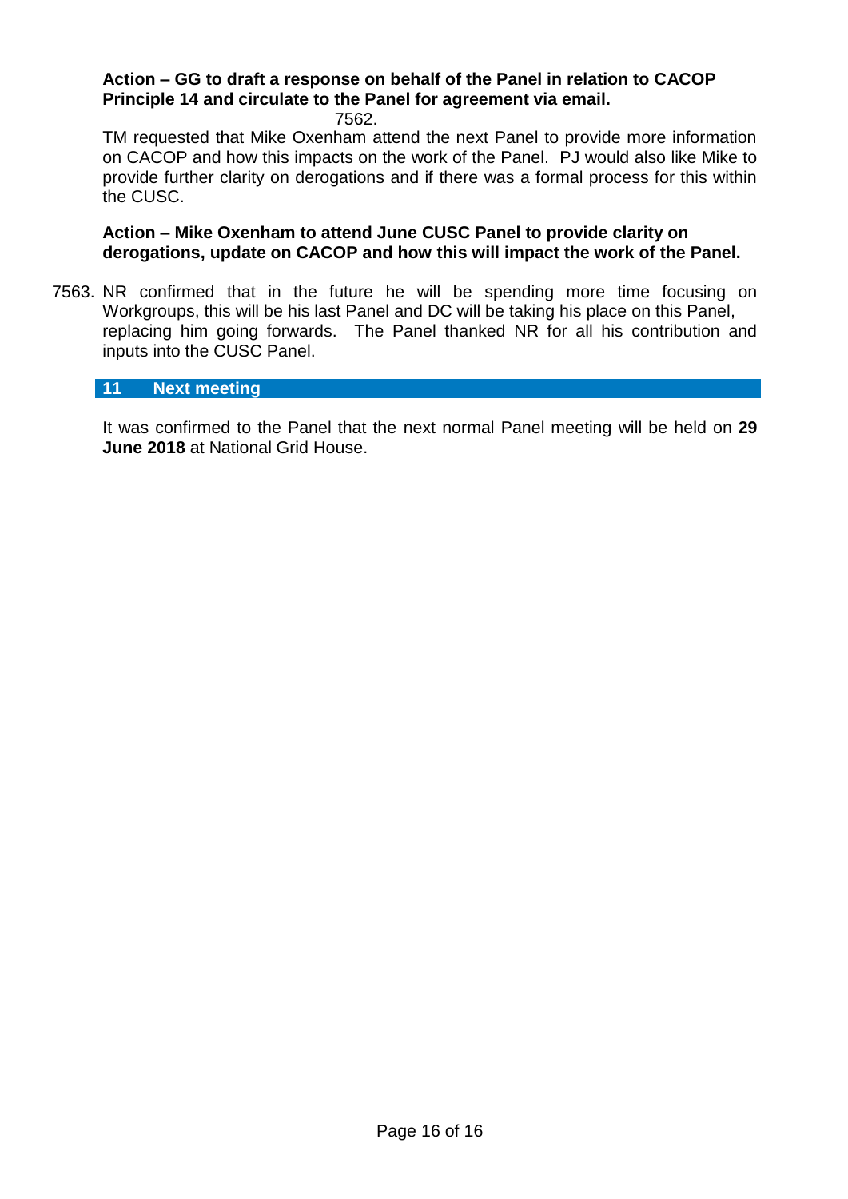**Action – GG to draft a response on behalf of the Panel in relation to CACOP Principle 14 and circulate to the Panel for agreement via email.**

7562.

TM requested that Mike Oxenham attend the next Panel to provide more information on CACOP and how this impacts on the work of the Panel. PJ would also like Mike to provide further clarity on derogations and if there was a formal process for this within the CUSC.

**Action – Mike Oxenham to attend June CUSC Panel to provide clarity on derogations, update on CACOP and how this will impact the work of the Panel.**

7563. NR confirmed that in the future he will be spending more time focusing on Workgroups, this will be his last Panel and DC will be taking his place on this Panel, replacing him going forwards. The Panel thanked NR for all his contribution and inputs into the CUSC Panel.

## 11 Next meeting

It was confirmed to the Panel that the next normal Panel meeting will be held on **29 June 2018** at National Grid House.